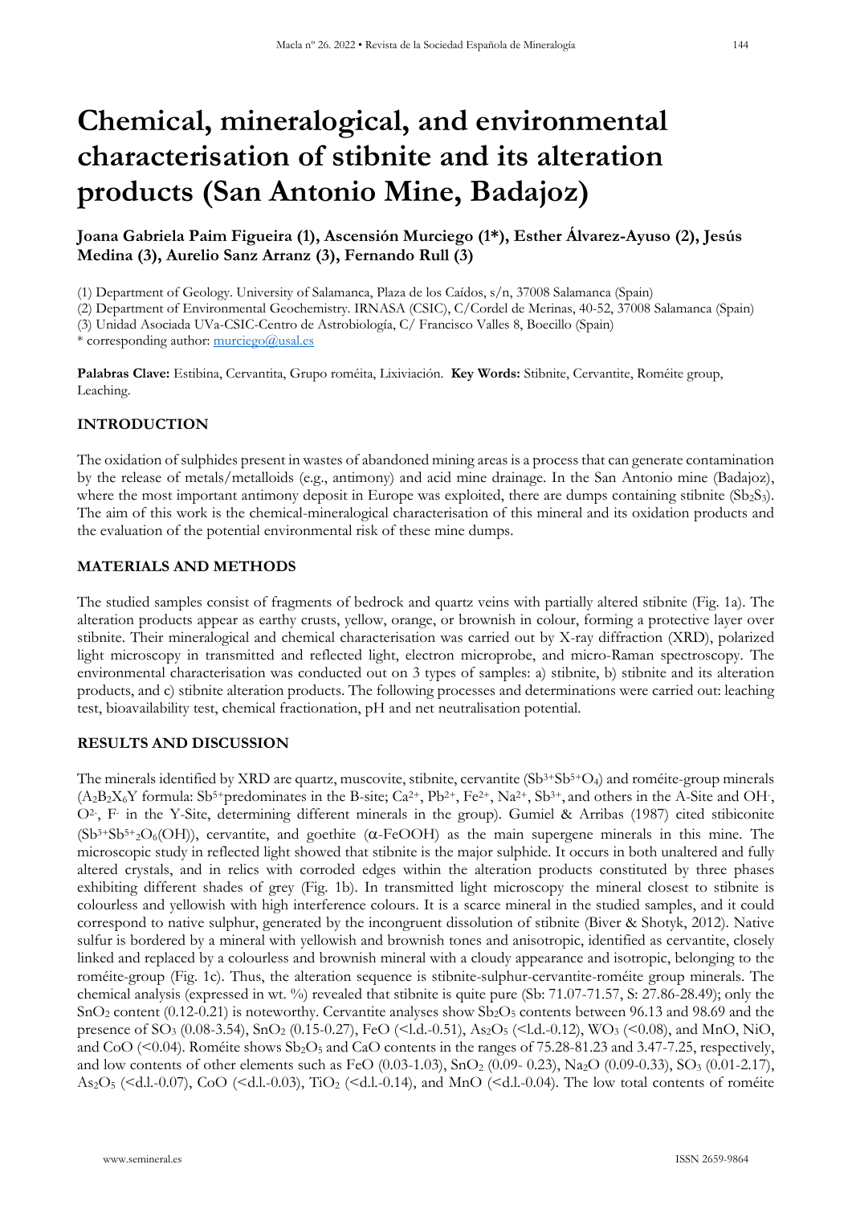# Chemical, mineralogical, and environmental characterisation of stibnite and its alteration products (San Antonio Mine, Badajoz)

**Joana Gabriela Paim Figueira (1), Ascensión Murciego (1*), Esther Álvarez-Ayuso (2), Jesús Medina (3), Aurelio Sanz Arranz (3), Fernando Rull (3)**

(1) Department of Geology. University of Salamanca, Plaza de los Caídos, s/n, 37008 Salamanca (Spain)
(2) Department of Environmental Geochemistry. IRNASA (CSIC), C/Cordel de Merinas, 40-52, 37008 Salamanca (Spain)
(3) Unidad Asociada UVa-CSIC-Centro de Astrobiología, C/ Francisco Valles 8, Boecillo (Spain)
* corresponding author: murciego@usal.es

**Palabras Clave:** Estibina, Cervantita, Grupo roméita, Lixiviación. **Key Words:** Stibnite, Cervantite, Roméite group, Leaching.

## INTRODUCTION

The oxidation of sulphides present in wastes of abandoned mining areas is a process that can generate contamination by the release of metals/metalloids (e.g., antimony) and acid mine drainage. In the San Antonio mine (Badajoz), where the most important antimony deposit in Europe was exploited, there are dumps containing stibnite ($Sb_2S_3$). The aim of this work is the chemical-mineralogical characterisation of this mineral and its oxidation products and the evaluation of the potential environmental risk of these mine dumps.

## MATERIALS AND METHODS

The studied samples consist of fragments of bedrock and quartz veins with partially altered stibnite (Fig. 1a). The alteration products appear as earthy crusts, yellow, orange, or brownish in colour, forming a protective layer over stibnite. Their mineralogical and chemical characterisation was carried out by X-ray diffraction (XRD), polarized light microscopy in transmitted and reflected light, electron microprobe, and micro-Raman spectroscopy. The environmental characterisation was conducted out on 3 types of samples: a) stibnite, b) stibnite and its alteration products, and c) stibnite alteration products. The following processes and determinations were carried out: leaching test, bioavailability test, chemical fractionation, pH and net neutralisation potential.

## RESULTS AND DISCUSSION

The minerals identified by XRD are quartz, muscovite, stibnite, cervantite ($Sb^{3+}Sb^{5+}O_4$) and roméite-group minerals ($A_2B_2X_6Y$ formula: $Sb^{5+}$predominates in the B-site; $Ca^{2+}$, $Pb^{2+}$, $Fe^{2+}$, $Na^{2+}$, $Sb^{3+}$, and others in the A-Site and $OH^-$, $O^{2-}$, $F^-$ in the Y-Site, determining different minerals in the group). Gumiel & Arribas (1987) cited stibiconite ($Sb^{3+}Sb^{5+}{}_2O_6(OH)$), cervantite, and goethite ($\alpha$-FeOOH) as the main supergene minerals in this mine. The microscopic study in reflected light showed that stibnite is the major sulphide. It occurs in both unaltered and fully altered crystals, and in relics with corroded edges within the alteration products constituted by three phases exhibiting different shades of grey (Fig. 1b). In transmitted light microscopy the mineral closest to stibnite is colourless and yellowish with high interference colours. It is a scarce mineral in the studied samples, and it could correspond to native sulphur, generated by the incongruent dissolution of stibnite (Biver & Shotyk, 2012). Native sulfur is bordered by a mineral with yellowish and brownish tones and anisotropic, identified as cervantite, closely linked and replaced by a colourless and brownish mineral with a cloudy appearance and isotropic, belonging to the roméite-group (Fig. 1c). Thus, the alteration sequence is stibnite-sulphur-cervantite-roméite group minerals. The chemical analysis (expressed in wt. %) revealed that stibnite is quite pure (Sb: 71.07-71.57, S: 27.86-28.49); only the $SnO_2$ content (0.12-0.21) is noteworthy. Cervantite analyses show $Sb_2O_5$ contents between 96.13 and 98.69 and the presence of $SO_3$ (0.08-3.54), $SnO_2$ (0.15-0.27), FeO (<l.d.-0.51), $As_2O_5$ (<l.d.-0.12), $WO_3$ (<0.08), and MnO, NiO, and CoO (<0.04). Roméite shows $Sb_2O_5$ and CaO contents in the ranges of 75.28-81.23 and 3.47-7.25, respectively, and low contents of other elements such as FeO (0.03-1.03), $SnO_2$ (0.09- 0.23), $Na_2O$ (0.09-0.33), $SO_3$ (0.01-2.17), $As_2O_5$ (<d.l.-0.07), CoO (<d.l.-0.03), $TiO_2$ (<d.l.-0.14), and MnO (<d.l.-0.04). The low total contents of roméite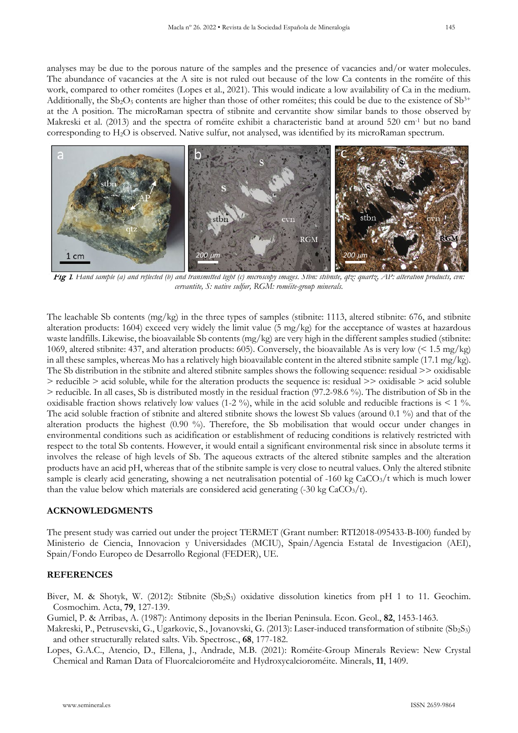analyses may be due to the porous nature of the samples and the presence of vacancies and/or water molecules. The abundance of vacancies at the A site is not ruled out because of the low Ca contents in the roméite of this work, compared to other roméites (Lopes et al., 2021). This would indicate a low availability of Ca in the medium. Additionally, the $Sb_2O_5$ contents are higher than those of other roméites; this could be due to the existence of $Sb^{3+}$ at the A position. The microRaman spectra of stibnite and cervantite show similar bands to those observed by Makreski et al. (2013) and the spectra of roméite exhibit a characteristic band at around 520 $cm^{-1}$ but no band corresponding to $H_2O$ is observed. Native sulfur, not analysed, was identified by its microRaman spectrum.

*Fig 1. Hand sample (a) and reflected (b) and transmitted light (c) microscopy images. Stbn: stibnite, qtz: quartz, AP: alteration products, cvn: cervantite, S: native sulfur, RGM: roméite-group minerals.*

The leachable Sb contents (mg/kg) in the three types of samples (stibnite: 1113, altered stibnite: 676, and stibnite alteration products: 1604) exceed very widely the limit value (5 mg/kg) for the acceptance of wastes at hazardous waste landfills. Likewise, the bioavailable Sb contents (mg/kg) are very high in the different samples studied (stibnite: 1069, altered stibnite: 437, and alteration products: 605). Conversely, the bioavailable As is very low (< 1.5 mg/kg) in all these samples, whereas Mo has a relatively high bioavailable content in the altered stibnite sample (17.1 mg/kg). The Sb distribution in the stibnite and altered stibnite samples shows the following sequence: residual >> oxidisable > reducible > acid soluble, while for the alteration products the sequence is: residual >> oxidisable > acid soluble > reducible. In all cases, Sb is distributed mostly in the residual fraction (97.2-98.6 %). The distribution of Sb in the oxidisable fraction shows relatively low values (1-2 %), while in the acid soluble and reducible fractions is < 1 %. The acid soluble fraction of stibnite and altered stibnite shows the lowest Sb values (around 0.1 %) and that of the alteration products the highest (0.90 %). Therefore, the Sb mobilisation that would occur under changes in environmental conditions such as acidification or establishment of reducing conditions is relatively restricted with respect to the total Sb contents. However, it would entail a significant environmental risk since in absolute terms it involves the release of high levels of Sb. The aqueous extracts of the altered stibnite samples and the alteration products have an acid pH, whereas that of the stibnite sample is very close to neutral values. Only the altered stibnite sample is clearly acid generating, showing a net neutralisation potential of -160 kg $CaCO_3$/t which is much lower than the value below which materials are considered acid generating (-30 kg $CaCO_3$/t).

## ACKNOWLEDGMENTS

The present study was carried out under the project TERMET (Grant number: RTI2018-095433-B-I00) funded by Ministerio de Ciencia, Innovacion y Universidades (MCIU), Spain/Agencia Estatal de Investigacion (AEI), Spain/Fondo Europeo de Desarrollo Regional (FEDER), UE.

## REFERENCES

Biver, M. & Shotyk, W. (2012): Stibnite ($Sb_2S_3$) oxidative dissolution kinetics from pH 1 to 11. Geochim. Cosmochim. Acta, **79**, 127-139.

Gumiel, P. & Arribas, A. (1987): Antimony deposits in the Iberian Peninsula. Econ. Geol., **82**, 1453-1463.

Makreski, P., Petrusevski, G., Ugarkovic, S., Jovanovski, G. (2013): Laser-induced transformation of stibnite ($Sb_2S_3$) and other structurally related salts. Vib. Spectrosc., **68**, 177-182.

Lopes, G.A.C., Atencio, D., Ellena, J., Andrade, M.B. (2021): Roméite-Group Minerals Review: New Crystal Chemical and Raman Data of Fluorcalcioroméite and Hydroxycalcioroméite. Minerals, **11**, 1409.